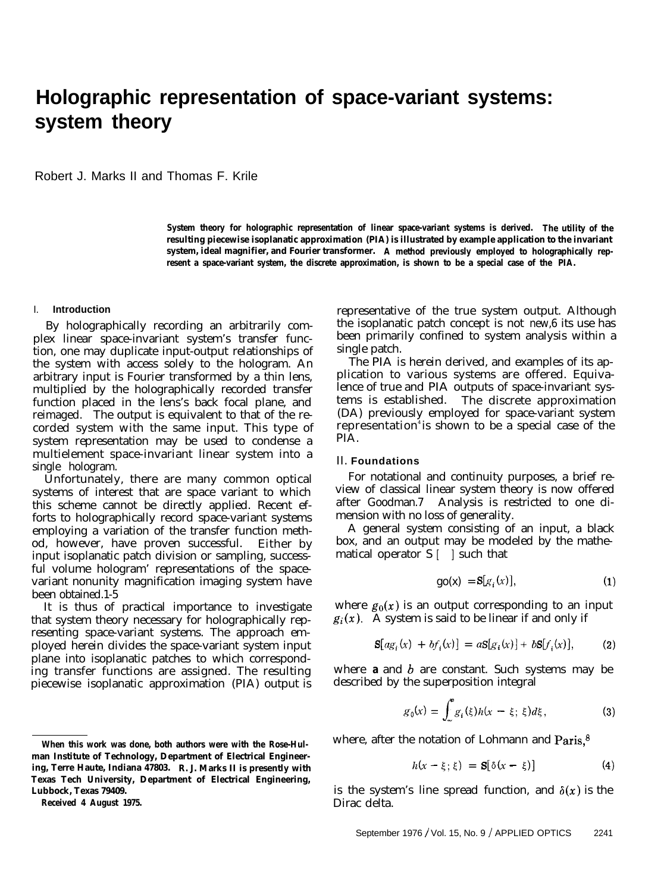# Holographic representation of space-variant systems: system theory

Robert J. Marks II and Thomas F. Krile

**System theory for holographic representation of linear space-variant systems is derived. The utility of the resulting piecewise isoplanatic approximation (PIA) is illustrated by example application to the invariant system, ideal magnifier, and Fourier transformer. A method previously employed to holographically represent a space-variant system, the discrete approximation, is shown to be a special case of the PIA.**

## I. Introduction

By holographically recording an arbitrarily complex linear space-invariant system's transfer function, one may duplicate input-output relationships of the system with access solely to the hologram. An arbitrary input is Fourier transformed by a thin lens, multiplied by the holographically recorded transfer function placed in the lens's back focal plane, and reimaged. The output is equivalent to that of the recorded system with the same input. This type of system representation may be used to condense a multielement space-invariant linear system into a single hologram.

Unfortunately, there are many common optical systems of interest that are space variant to which this scheme cannot be directly applied. Recent efforts to holographically record space-variant systems employing a variation of the transfer function method, however, have proven successful. Either by input isoplanatic patch division or sampling, successful volume hologram' representations of the space-variant nonunity magnification imaging system have been obtained.[1-5]

It is thus of practical importance to investigate that system theory necessary for holographically representing space-variant systems. The approach employed herein divides the space-variant system input plane into isoplanatic patches to which corresponding transfer functions are assigned. The resulting piecewise isoplanatic approximation (PIA) output is representative of the true system output. Although the isoplanatic patch concept is not new,[6] its use has been primarily confined to system analysis within a single patch.

The PIA is herein derived, and examples of its application to various systems are offered. Equivalence of true and PIA outputs of space-invariant systems is established. The discrete approximation (DA) previously employed for space-variant system representation[4] is shown to be a special case of the PIA.

## II. Foundations

For notational and continuity purposes, a brief review of classical linear system theory is now offered after Goodman.[7] Analysis is restricted to one dimension with no loss of generality.

A general system consisting of an input, a black box, and an output may be modeled by the mathematical operator $S[\ ]$ such that

$$g_0(x) = S[g_i(x)], \tag{1}$$

where $g_0(x)$ is an output corresponding to an input $g_i(x)$. A system is said to be linear if and only if

$$S[ag_i(x) + bf_i(x)] = aS[g_i(x)] + bS[f_i(x)], \tag{2}$$

where $a$ and $b$ are constant. Such systems may be described by the superposition integral

$$g_0(x) = \int_{-\infty}^{\infty} g_i(\xi) h(x - \xi;\ \xi) d\xi, \tag{3}$$

where, after the notation of Lohmann and Paris,[8]

$$h(x - \xi;\ \xi) = S[\delta(x - \xi)] \tag{4}$$

is the system's line spread function, and $\delta(x)$ is the Dirac delta.

When this work was done, both authors were with the Rose-Hulman Institute of Technology, Department of Electrical Engineering, Terre Haute, Indiana 47803. R. J. Marks II is presently with Texas Tech University, Department of Electrical Engineering, Lubbock, Texas 79409.

Received 4 August 1975.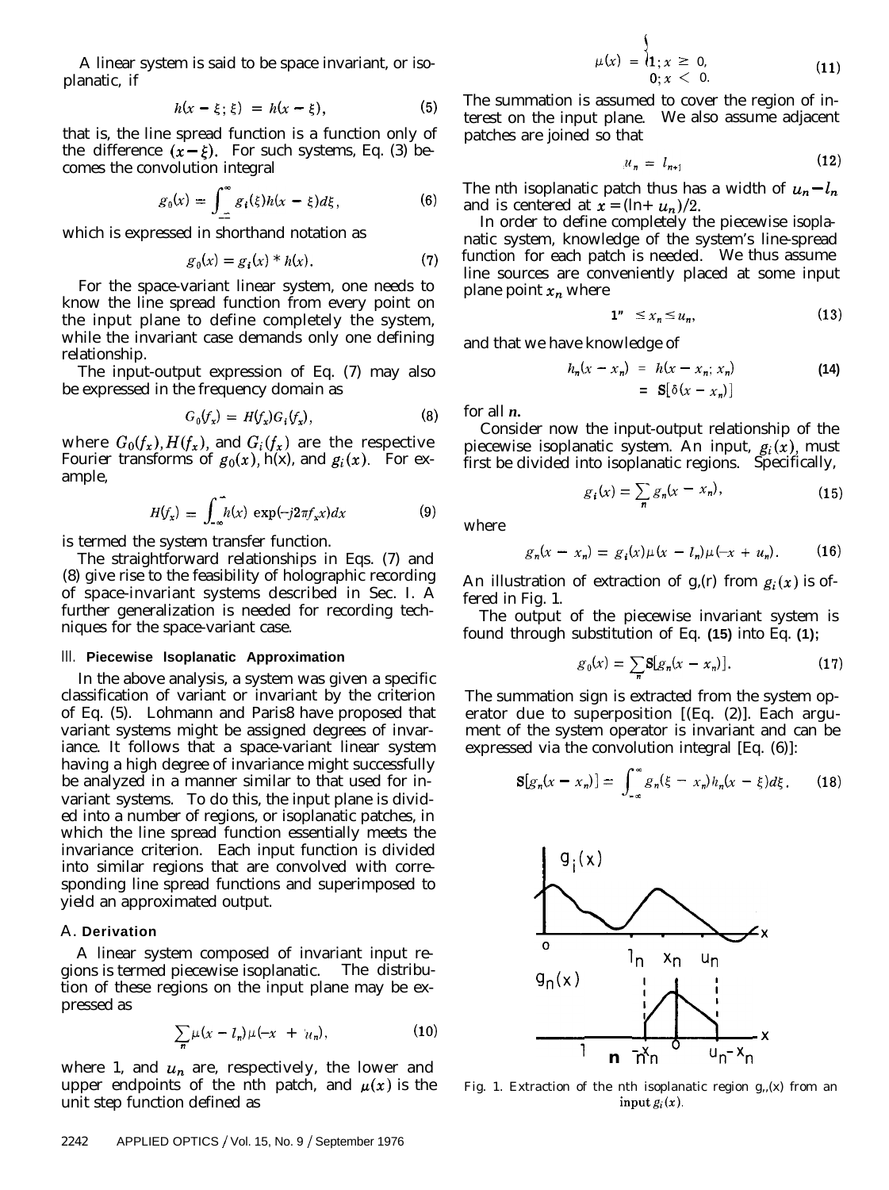A linear system is said to be space invariant, or isoplanatic, if

$$h(x - \xi; \xi) = h(x - \xi), \tag{5}$$

that is, the line spread function is a function only of the difference $(x - \xi)$. For such systems, Eq. (3) becomes the convolution integral

$$g_0(x) = \int_{-\infty}^{\infty} g_i(\xi) h(x - \xi) d\xi, \tag{6}$$

which is expressed in shorthand notation as

$$g_0(x) = g_i(x) * h(x). \tag{7}$$

For the space-variant linear system, one needs to know the line spread function from every point on the input plane to define completely the system, while the invariant case demands only one defining relationship.

The input-output expression of Eq. (7) may also be expressed in the frequency domain as

$$G_0(f_x) = H(f_x) G_i(f_x), \tag{8}$$

where $G_0(f_x)$, $H(f_x)$, and $G_i(f_x)$ are the respective Fourier transforms of $g_0(x)$, $h(x)$, and $g_i(x)$. For example,

$$H(f_x) = \int_{-\infty}^{\infty} h(x) \exp(-j2\pi f_x x) dx \tag{9}$$

is termed the system transfer function.

The straightforward relationships in Eqs. (7) and (8) give rise to the feasibility of holographic recording of space-invariant systems described in Sec. I. A further generalization is needed for recording techniques for the space-variant case.

## III. Piecewise Isoplanatic Approximation

In the above analysis, a system was given a specific classification of variant or invariant by the criterion of Eq. (5). Lohmann and Paris[8] have proposed that variant systems might be assigned degrees of invariance. It follows that a space-variant linear system having a high degree of invariance might successfully be analyzed in a manner similar to that used for invariant systems. To do this, the input plane is divided into a number of regions, or isoplanatic patches, in which the line spread function essentially meets the invariance criterion. Each input function is divided into similar regions that are convolved with corresponding line spread functions and superimposed to yield an approximated output.

### A. Derivation

A linear system composed of invariant input regions is termed piecewise isoplanatic. The distribution of these regions on the input plane may be expressed as

$$\sum_n \mu(x - l_n) \mu(-x + u_n), \tag{10}$$

where $l_n$ and $u_n$ are, respectively, the lower and upper endpoints of the nth patch, and $\mu(x)$ is the unit step function defined as

$$\mu(x) = \begin{cases} 1; x \geq 0, \\ 0; x < 0. \end{cases} \tag{11}$$

The summation is assumed to cover the region of interest on the input plane. We also assume adjacent patches are joined so that

$$u_n = l_{n+1} \tag{12}$$

The nth isoplanatic patch thus has a width of $u_n - l_n$ and is centered at $x = (l_n + u_n)/2$.

In order to define completely the piecewise isoplanatic system, knowledge of the system's line-spread function for each patch is needed. We thus assume line sources are conveniently placed at some input plane point $x_n$ where

$$l_n \leq x_n \leq u_n, \tag{13}$$

and that we have knowledge of

$$\begin{aligned} h_n(x - x_n) &= h(x - x_n; x_n) \\ &= \mathbf{S}[\delta(x - x_n)] \end{aligned} \tag{14}$$

for all $n$.

Consider now the input-output relationship of the piecewise isoplanatic system. An input, $g_i(x)$, must first be divided into isoplanatic regions. Specifically,

$$g_i(x) = \sum_n g_n(x - x_n), \tag{15}$$

where

$$g_n(x - x_n) = g_i(x) \mu(x - l_n) \mu(-x + u_n). \tag{16}$$

An illustration of extraction of $g_n(x)$ from $g_i(x)$ is offered in Fig. 1.

The output of the piecewise invariant system is found through substitution of Eq. (15) into Eq. (1);

$$g_0(x) = \sum_n \mathbf{S}[g_n(x - x_n)]. \tag{17}$$

The summation sign is extracted from the system operator due to superposition [(Eq. (2)]. Each argument of the system operator is invariant and can be expressed via the convolution integral [Eq. (6)]:

$$\mathbf{S}[g_n(x - x_n)] = \int_{-\infty}^{\infty} g_n(\xi - x_n) h_n(x - \xi) d\xi. \tag{18}$$

Fig. 1. Extraction of the nth isoplanatic region $g_n(x)$ from an input $g_i(x)$.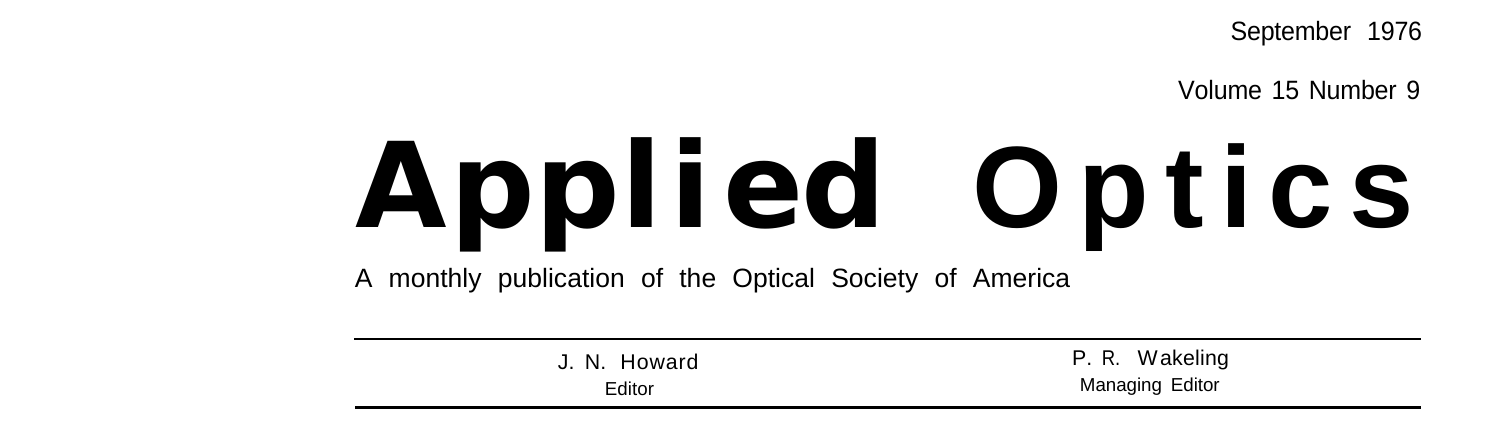September 1976

Volume 15 Number 9

# Applied Optics

A monthly publication of the Optical Society of America

| J. N. Howard<br>Editor | P. R. Wakeling<br>Managing Editor |
|---|---|